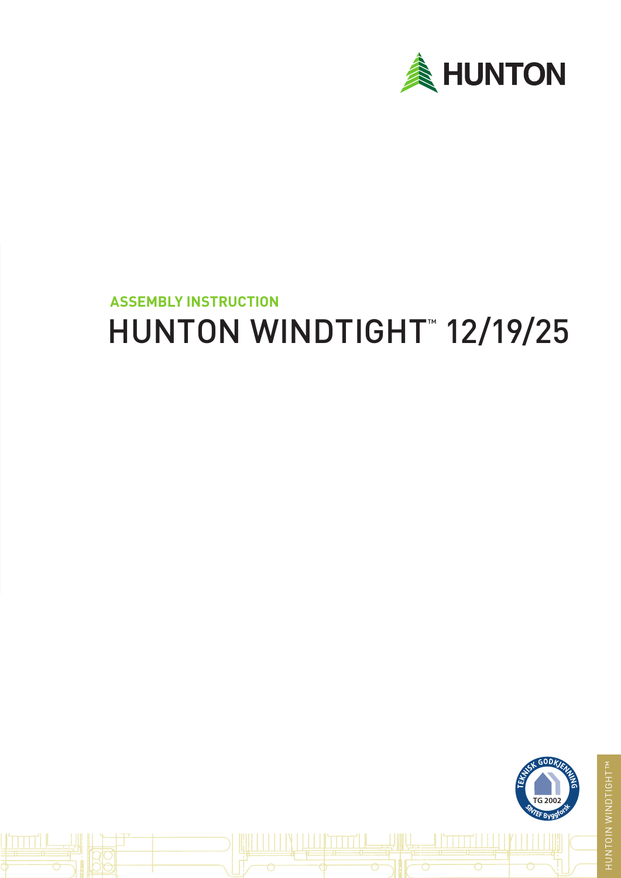HUNTON

**ASSEMBLY INSTRUCTION**

# HUNTON WINDTIGHT™ 12/19/25

TEKNISK GODKJENNING
TG 2002
SINTEF Byggforsk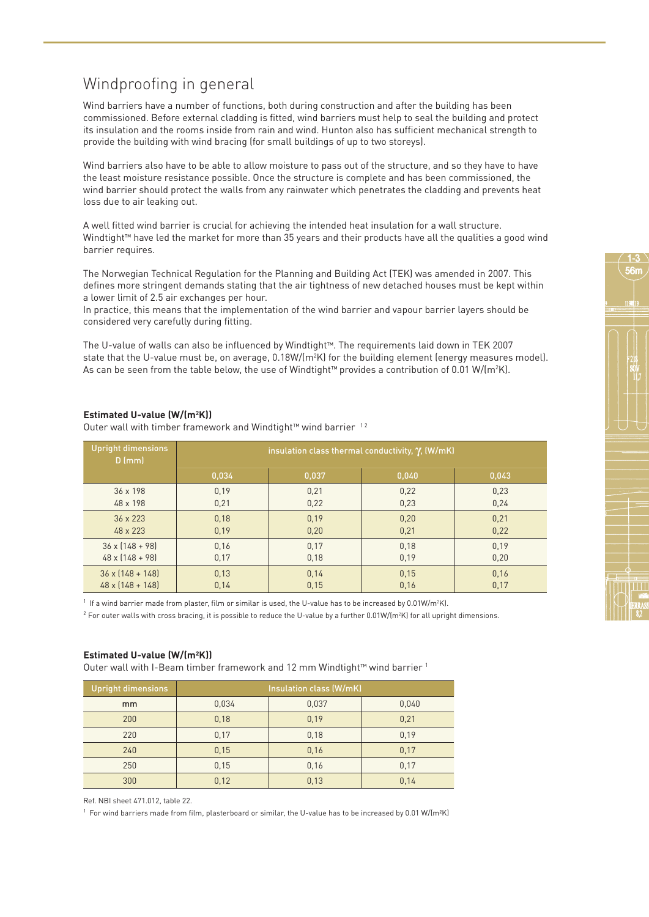# Windproofing in general

Wind barriers have a number of functions, both during construction and after the building has been commissioned. Before external cladding is fitted, wind barriers must help to seal the building and protect its insulation and the rooms inside from rain and wind. Hunton also has sufficient mechanical strength to provide the building with wind bracing (for small buildings of up to two storeys).

Wind barriers also have to be able to allow moisture to pass out of the structure, and so they have to have the least moisture resistance possible. Once the structure is complete and has been commissioned, the wind barrier should protect the walls from any rainwater which penetrates the cladding and prevents heat loss due to air leaking out.

A well fitted wind barrier is crucial for achieving the intended heat insulation for a wall structure. Windtight™ have led the market for more than 35 years and their products have all the qualities a good wind barrier requires.

The Norwegian Technical Regulation for the Planning and Building Act (TEK) was amended in 2007. This defines more stringent demands stating that the air tightness of new detached houses must be kept within a lower limit of 2.5 air exchanges per hour.
In practice, this means that the implementation of the wind barrier and vapour barrier layers should be considered very carefully during fitting.

The U-value of walls can also be influenced by Windtight™. The requirements laid down in TEK 2007 state that the U-value must be, on average, 0.18W/(m²K) for the building element (energy measures model). As can be seen from the table below, the use of Windtight™ provides a contribution of 0.01 W/(m²K).

**Estimated U-value (W/(m²K))**

Outer wall with timber framework and Windtight™ wind barrier [1 2]

| Upright dimensions D (mm) | insulation class thermal conductivity, $\gamma$, (W/mK) | | | |
|---|---|---|---|---|
| | 0,034 | 0,037 | 0,040 | 0,043 |
| 36 x 198 | 0,19 | 0,21 | 0,22 | 0,23 |
| 48 x 198 | 0,21 | 0,22 | 0,23 | 0,24 |
| 36 x 223 | 0,18 | 0,19 | 0,20 | 0,21 |
| 48 x 223 | 0,19 | 0,20 | 0,21 | 0,22 |
| 36 x (148 + 98) | 0,16 | 0,17 | 0,18 | 0,19 |
| 48 x (148 + 98) | 0,17 | 0,18 | 0,19 | 0,20 |
| 36 x (148 + 148) | 0,13 | 0,14 | 0,15 | 0,16 |
| 48 x (148 + 148) | 0,14 | 0,15 | 0,16 | 0,17 |

[1] If a wind barrier made from plaster, film or similar is used, the U-value has to be increased by 0.01W/m²K).

[2] For outer walls with cross bracing, it is possible to reduce the U-value by a further 0.01W/(m²K) for all upright dimensions.

**Estimated U-value (W/(m²K))**

Outer wall with I-Beam timber framework and 12 mm Windtight™ wind barrier [1]

| Upright dimensions | Insulation class (W/mK) | | |
|---|---|---|---|
| mm | 0,034 | 0,037 | 0,040 |
| 200 | 0,18 | 0,19 | 0,21 |
| 220 | 0,17 | 0,18 | 0,19 |
| 240 | 0,15 | 0,16 | 0,17 |
| 250 | 0,15 | 0,16 | 0,17 |
| 300 | 0,12 | 0,13 | 0,14 |

Ref. NBI sheet 471.012, table 22.

[1] For wind barriers made from film, plasterboard or similar, the U-value has to be increased by 0.01 W/(m²K)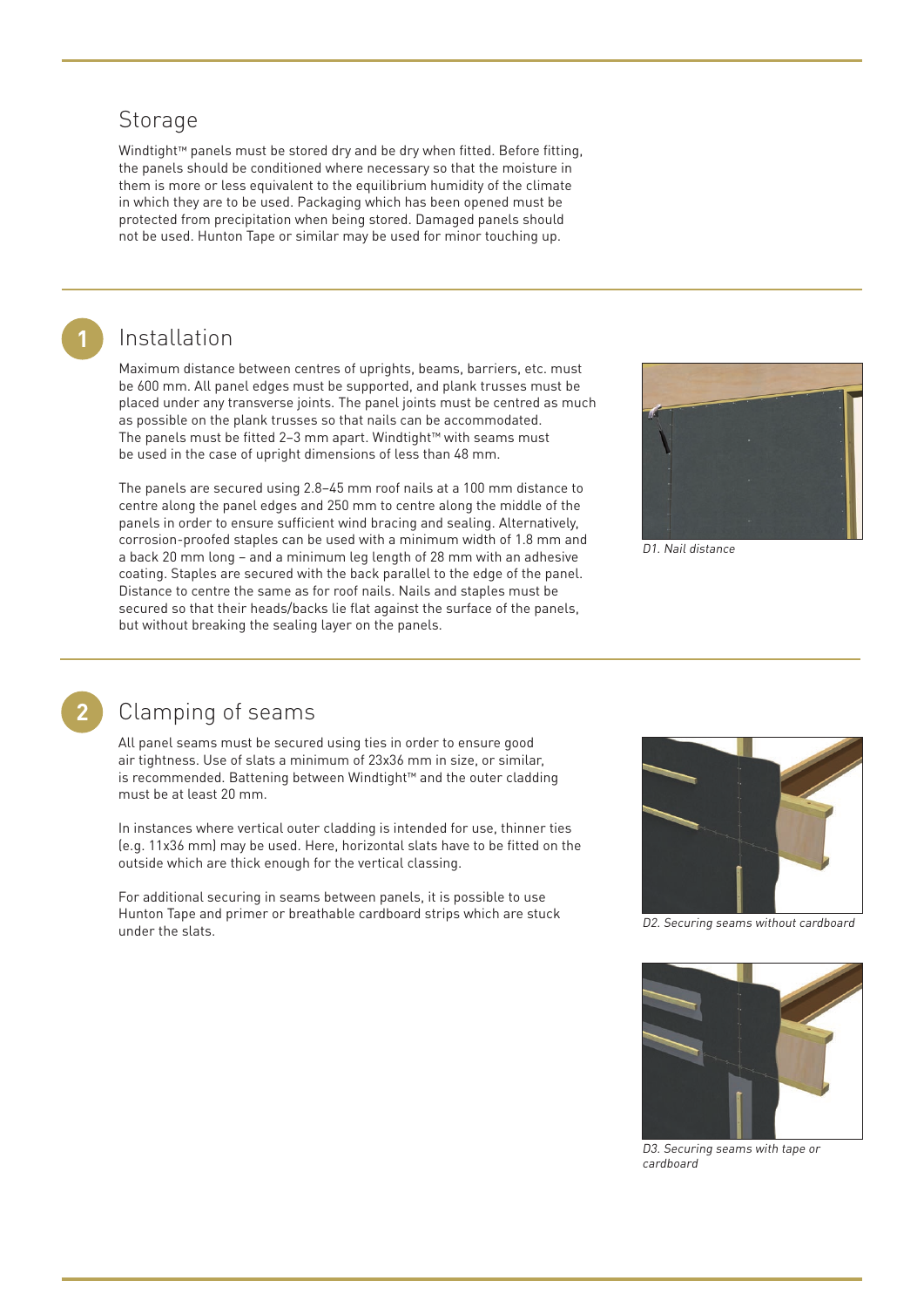## Storage

Windtight™ panels must be stored dry and be dry when fitted. Before fitting, the panels should be conditioned where necessary so that the moisture in them is more or less equivalent to the equilibrium humidity of the climate in which they are to be used. Packaging which has been opened must be protected from precipitation when being stored. Damaged panels should not be used. Hunton Tape or similar may be used for minor touching up.

## 1 Installation

Maximum distance between centres of uprights, beams, barriers, etc. must be 600 mm. All panel edges must be supported, and plank trusses must be placed under any transverse joints. The panel joints must be centred as much as possible on the plank trusses so that nails can be accommodated. The panels must be fitted 2–3 mm apart. Windtight™ with seams must be used in the case of upright dimensions of less than 48 mm.

The panels are secured using 2.8–45 mm roof nails at a 100 mm distance to centre along the panel edges and 250 mm to centre along the middle of the panels in order to ensure sufficient wind bracing and sealing. Alternatively, corrosion-proofed staples can be used with a minimum width of 1.8 mm and a back 20 mm long – and a minimum leg length of 28 mm with an adhesive coating. Staples are secured with the back parallel to the edge of the panel. Distance to centre the same as for roof nails. Nails and staples must be secured so that their heads/backs lie flat against the surface of the panels, but without breaking the sealing layer on the panels.

*D1. Nail distance*

## 2 Clamping of seams

All panel seams must be secured using ties in order to ensure good air tightness. Use of slats a minimum of 23x36 mm in size, or similar, is recommended. Battening between Windtight™ and the outer cladding must be at least 20 mm.

In instances where vertical outer cladding is intended for use, thinner ties (e.g. 11x36 mm) may be used. Here, horizontal slats have to be fitted on the outside which are thick enough for the vertical classing.

For additional securing in seams between panels, it is possible to use Hunton Tape and primer or breathable cardboard strips which are stuck under the slats.

*D2. Securing seams without cardboard*

*D3. Securing seams with tape or cardboard*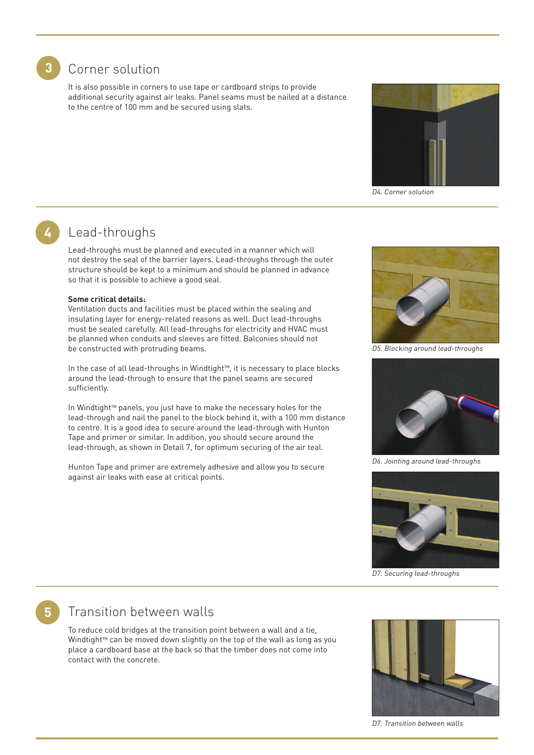## 3 Corner solution

It is also possible in corners to use tape or cardboard strips to provide additional security against air leaks. Panel seams must be nailed at a distance to the centre of 100 mm and be secured using slats.

*D4. Corner solution*

## 4 Lead-throughs

Lead-throughs must be planned and executed in a manner which will not destroy the seal of the barrier layers. Lead-throughs through the outer structure should be kept to a minimum and should be planned in advance so that it is possible to achieve a good seal.

**Some critical details:**
Ventilation ducts and facilities must be placed within the sealing and insulating layer for energy-related reasons as well. Duct lead-throughs must be sealed carefully. All lead-throughs for electricity and HVAC must be planned when conduits and sleeves are fitted. Balconies should not be constructed with protruding beams.

In the case of all lead-throughs in Windtight™, it is necessary to place blocks around the lead-through to ensure that the panel seams are secured sufficiently.

In Windtight™ panels, you just have to make the necessary holes for the lead-through and nail the panel to the block behind it, with a 100 mm distance to centre. It is a good idea to secure around the lead-through with Hunton Tape and primer or similar. In addition, you should secure around the lead-through, as shown in Detail 7, for optimum securing of the air teal.

Hunton Tape and primer are extremely adhesive and allow you to secure against air leaks with ease at critical points.

*D5. Blocking around lead-throughs*

*D6. Jointing around lead-throughs*

*D7. Securing lead-throughs*

## 5 Transition between walls

To reduce cold bridges at the transition point between a wall and a tie, Windtight™ can be moved down slightly on the top of the wall as long as you place a cardboard base at the back so that the timber does not come into contact with the concrete.

*D7. Transition between walls*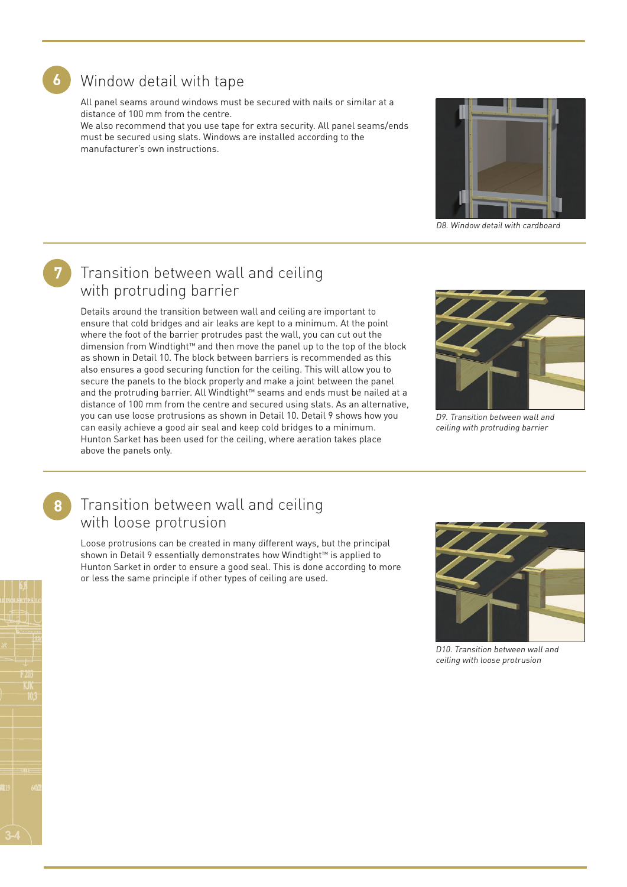## 6 Window detail with tape

All panel seams around windows must be secured with nails or similar at a distance of 100 mm from the centre.
We also recommend that you use tape for extra security. All panel seams/ends must be secured using slats. Windows are installed according to the manufacturer's own instructions.

*D8. Window detail with cardboard*

## 7 Transition between wall and ceiling with protruding barrier

Details around the transition between wall and ceiling are important to ensure that cold bridges and air leaks are kept to a minimum. At the point where the foot of the barrier protrudes past the wall, you can cut out the dimension from Windtight™ and then move the panel up to the top of the block as shown in Detail 10. The block between barriers is recommended as this also ensures a good securing function for the ceiling. This will allow you to secure the panels to the block properly and make a joint between the panel and the protruding barrier. All Windtight™ seams and ends must be nailed at a distance of 100 mm from the centre and secured using slats. As an alternative, you can use loose protrusions as shown in Detail 10. Detail 9 shows how you can easily achieve a good air seal and keep cold bridges to a minimum. Hunton Sarket has been used for the ceiling, where aeration takes place above the panels only.

*D9. Transition between wall and ceiling with protruding barrier*

## 8 Transition between wall and ceiling with loose protrusion

Loose protrusions can be created in many different ways, but the principal shown in Detail 9 essentially demonstrates how Windtight™ is applied to Hunton Sarket in order to ensure a good seal. This is done according to more or less the same principle if other types of ceiling are used.

*D10. Transition between wall and ceiling with loose protrusion*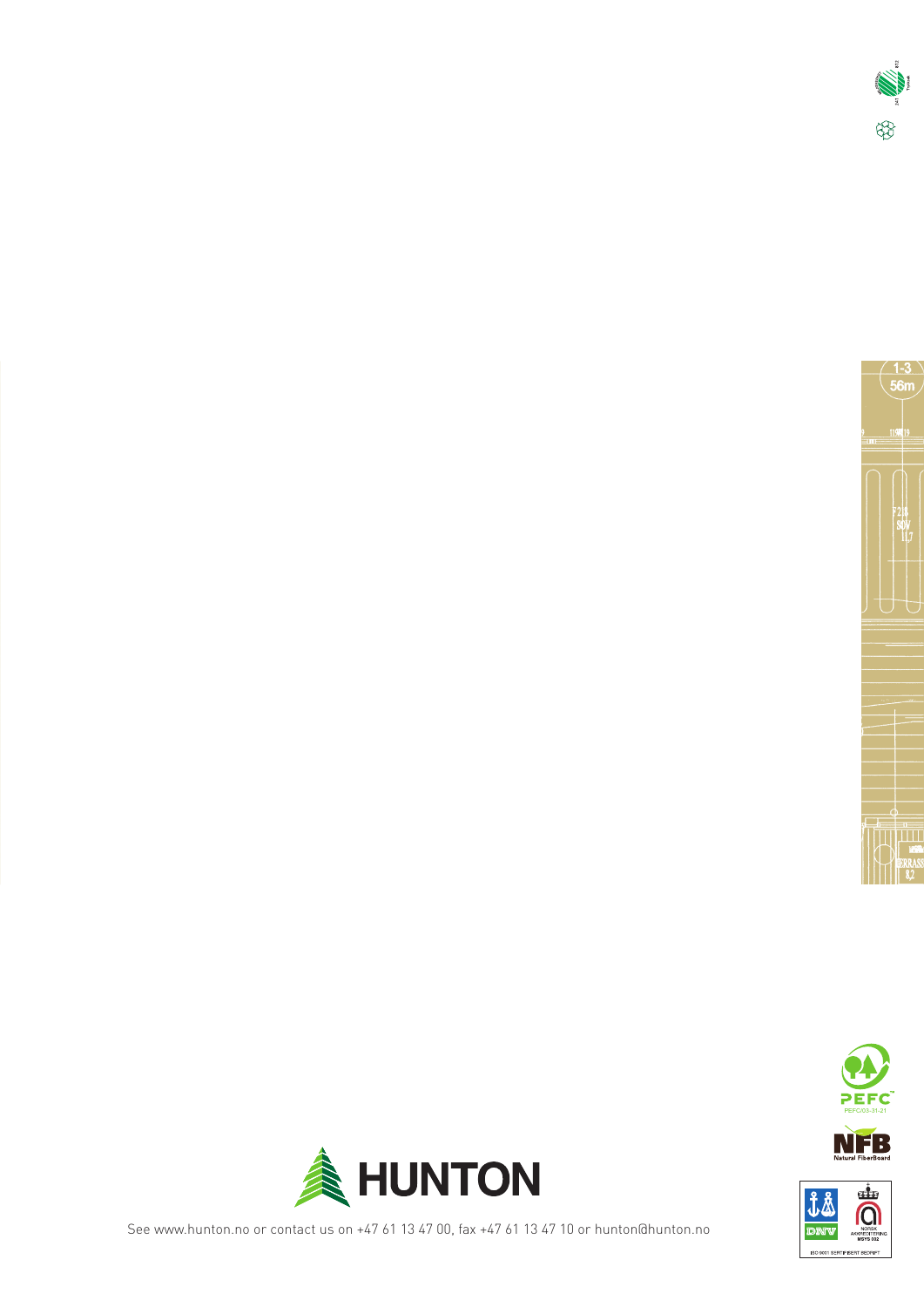HUNTON

See www.hunton.no or contact us on +47 61 13 47 00, fax +47 61 13 47 10 or hunton@hunton.no